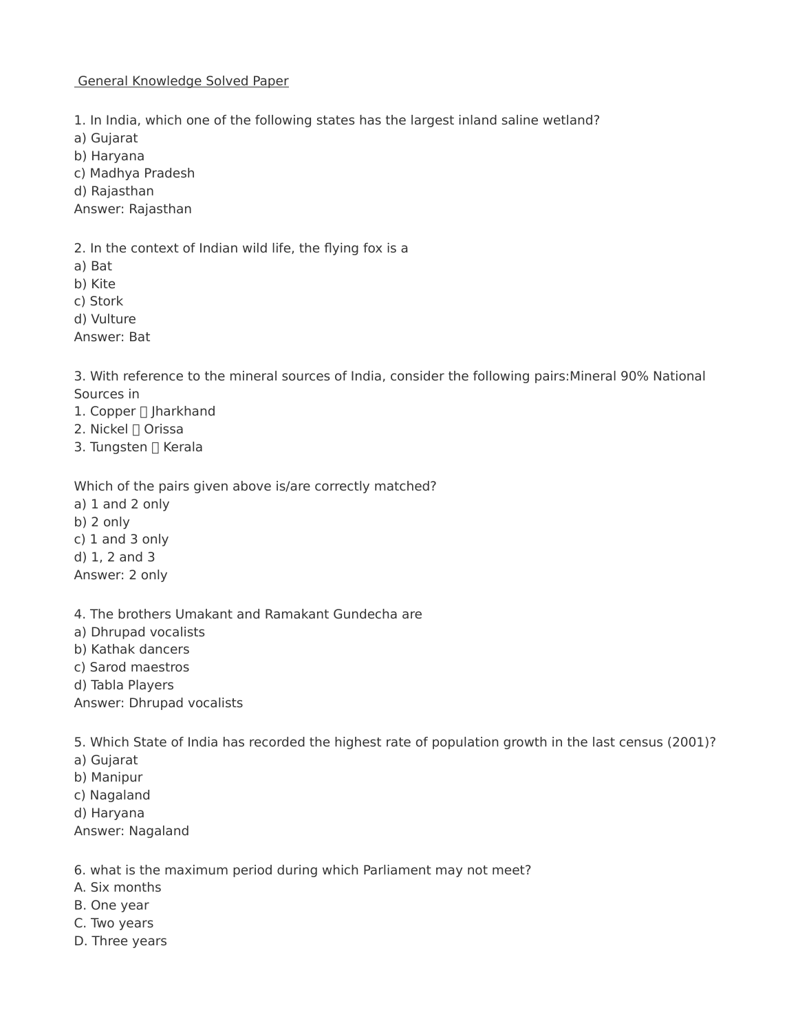General Knowledge Solved Paper

1. In India, which one of the following states has the largest inland saline wetland?
a) Gujarat
b) Haryana
c) Madhya Pradesh
d) Rajasthan
Answer: Rajasthan

2. In the context of Indian wild life, the flying fox is a
a) Bat
b) Kite
c) Stork
d) Vulture
Answer: Bat

3. With reference to the mineral sources of India, consider the following pairs:Mineral 90% National Sources in
1. Copper  Jharkhand
2. Nickel  Orissa
3. Tungsten  Kerala

Which of the pairs given above is/are correctly matched?
a) 1 and 2 only
b) 2 only
c) 1 and 3 only
d) 1, 2 and 3
Answer: 2 only

4. The brothers Umakant and Ramakant Gundecha are
a) Dhrupad vocalists
b) Kathak dancers
c) Sarod maestros
d) Tabla Players
Answer: Dhrupad vocalists

5. Which State of India has recorded the highest rate of population growth in the last census (2001)?
a) Gujarat
b) Manipur
c) Nagaland
d) Haryana
Answer: Nagaland

6. what is the maximum period during which Parliament may not meet?
A. Six months
B. One year
C. Two years
D. Three years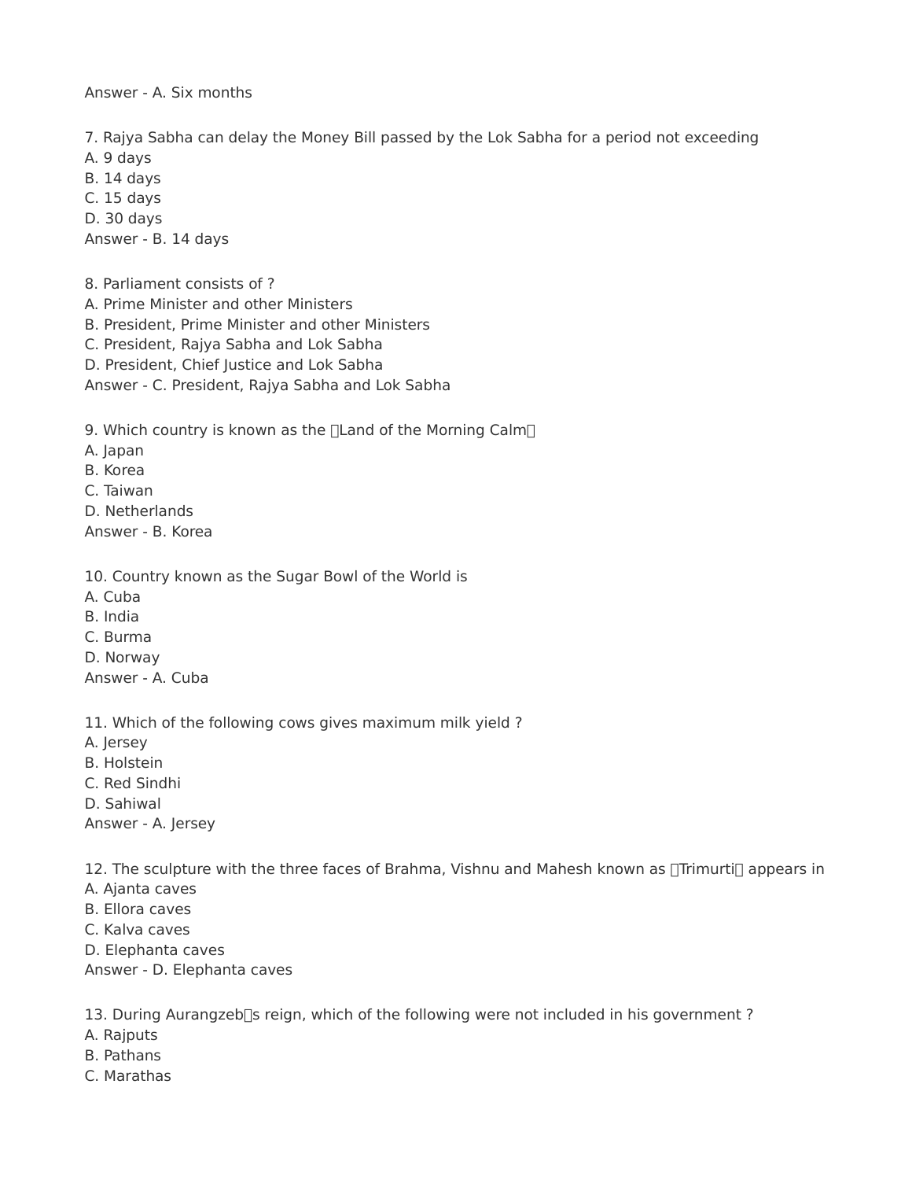Answer - A. Six months

7. Rajya Sabha can delay the Money Bill passed by the Lok Sabha for a period not exceeding
A. 9 days
B. 14 days
C. 15 days
D. 30 days
Answer - B. 14 days

8. Parliament consists of ?
A. Prime Minister and other Ministers
B. President, Prime Minister and other Ministers
C. President, Rajya Sabha and Lok Sabha
D. President, Chief Justice and Lok Sabha
Answer - C. President, Rajya Sabha and Lok Sabha

9. Which country is known as the Land of the Morning Calm
A. Japan
B. Korea
C. Taiwan
D. Netherlands
Answer - B. Korea

10. Country known as the Sugar Bowl of the World is
A. Cuba
B. India
C. Burma
D. Norway
Answer - A. Cuba

11. Which of the following cows gives maximum milk yield ?
A. Jersey
B. Holstein
C. Red Sindhi
D. Sahiwal
Answer - A. Jersey

12. The sculpture with the three faces of Brahma, Vishnu and Mahesh known as Trimurti appears in
A. Ajanta caves
B. Ellora caves
C. Kalva caves
D. Elephanta caves
Answer - D. Elephanta caves

13. During Aurangzebs reign, which of the following were not included in his government ?
A. Rajputs
B. Pathans
C. Marathas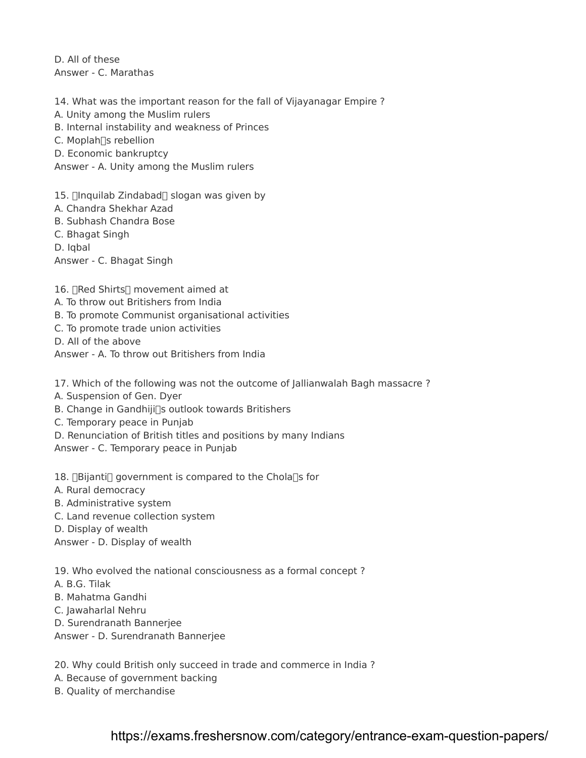D. All of these
Answer - C. Marathas

14. What was the important reason for the fall of Vijayanagar Empire ?
A. Unity among the Muslim rulers
B. Internal instability and weakness of Princes
C. Moplah's rebellion
D. Economic bankruptcy
Answer - A. Unity among the Muslim rulers

15. 'Inquilab Zindabad' slogan was given by
A. Chandra Shekhar Azad
B. Subhash Chandra Bose
C. Bhagat Singh
D. Iqbal
Answer - C. Bhagat Singh

16. 'Red Shirts' movement aimed at
A. To throw out Britishers from India
B. To promote Communist organisational activities
C. To promote trade union activities
D. All of the above
Answer - A. To throw out Britishers from India

17. Which of the following was not the outcome of Jallianwalah Bagh massacre ?
A. Suspension of Gen. Dyer
B. Change in Gandhiji's outlook towards Britishers
C. Temporary peace in Punjab
D. Renunciation of British titles and positions by many Indians
Answer - C. Temporary peace in Punjab

18. 'Bijanti' government is compared to the Chola's for
A. Rural democracy
B. Administrative system
C. Land revenue collection system
D. Display of wealth
Answer - D. Display of wealth

19. Who evolved the national consciousness as a formal concept ?
A. B.G. Tilak
B. Mahatma Gandhi
C. Jawaharlal Nehru
D. Surendranath Bannerjee
Answer - D. Surendranath Bannerjee

20. Why could British only succeed in trade and commerce in India ?
A. Because of government backing
B. Quality of merchandise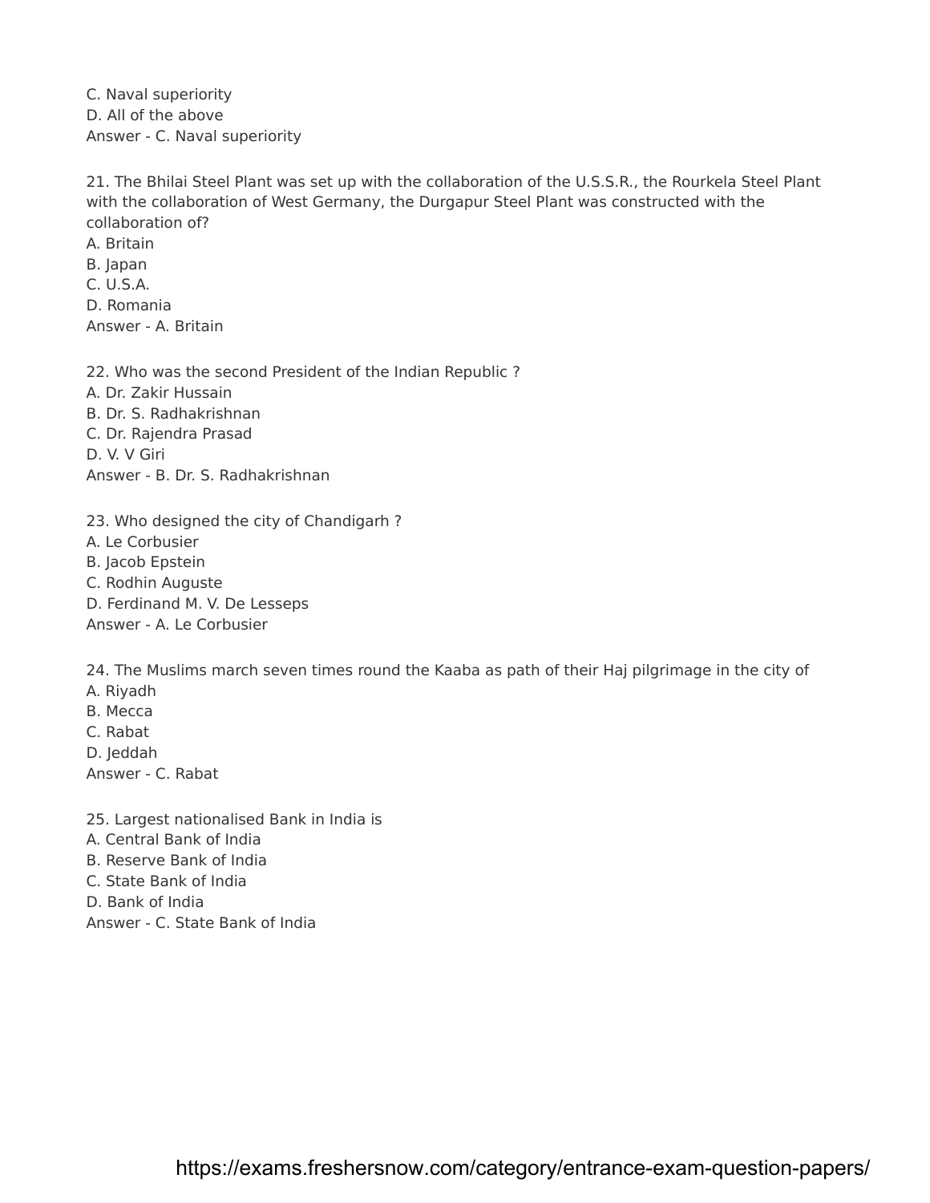C. Naval superiority
D. All of the above
Answer - C. Naval superiority

21. The Bhilai Steel Plant was set up with the collaboration of the U.S.S.R., the Rourkela Steel Plant with the collaboration of West Germany, the Durgapur Steel Plant was constructed with the collaboration of?
A. Britain
B. Japan
C. U.S.A.
D. Romania
Answer - A. Britain

22. Who was the second President of the Indian Republic ?
A. Dr. Zakir Hussain
B. Dr. S. Radhakrishnan
C. Dr. Rajendra Prasad
D. V. V Giri
Answer - B. Dr. S. Radhakrishnan

23. Who designed the city of Chandigarh ?
A. Le Corbusier
B. Jacob Epstein
C. Rodhin Auguste
D. Ferdinand M. V. De Lesseps
Answer - A. Le Corbusier

24. The Muslims march seven times round the Kaaba as path of their Haj pilgrimage in the city of
A. Riyadh
B. Mecca
C. Rabat
D. Jeddah
Answer - C. Rabat

25. Largest nationalised Bank in India is
A. Central Bank of India
B. Reserve Bank of India
C. State Bank of India
D. Bank of India
Answer - C. State Bank of India

https://exams.freshersnow.com/category/entrance-exam-question-papers/